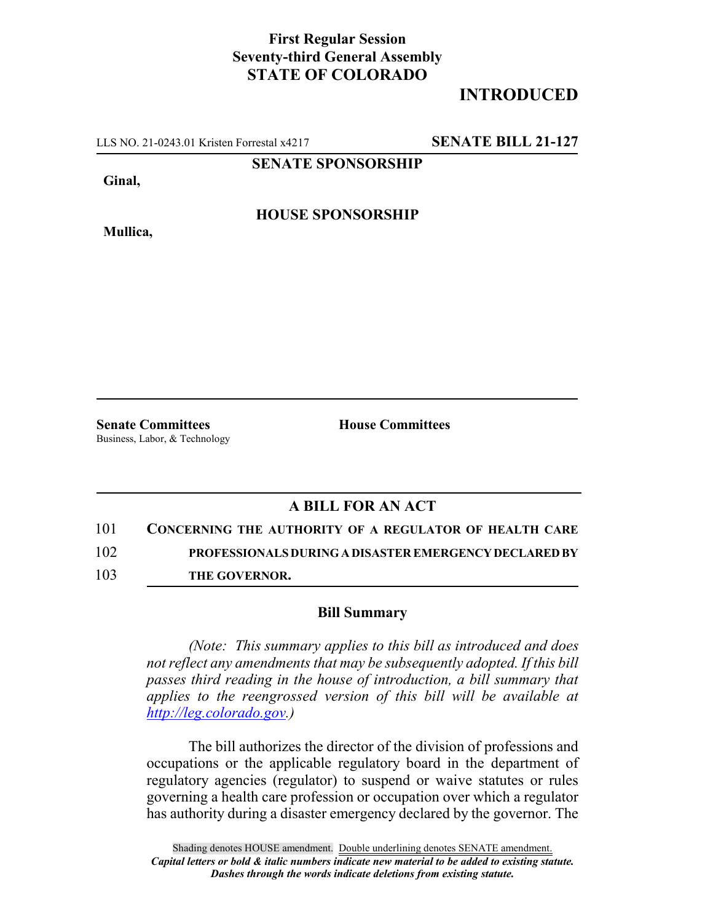**First Regular Session**
**Seventy-third General Assembly**
**STATE OF COLORADO**

## INTRODUCED

LLS NO. 21-0243.01 Kristen Forrestal x4217 **SENATE BILL 21-127**

**SENATE SPONSORSHIP**

**Ginal,**

**HOUSE SPONSORSHIP**

**Mullica,**

**Senate Committees**
Business, Labor, & Technology

**House Committees**

### A BILL FOR AN ACT

101 **CONCERNING THE AUTHORITY OF A REGULATOR OF HEALTH CARE**
102 **PROFESSIONALS DURING A DISASTER EMERGENCY DECLARED BY**
103 **THE GOVERNOR.**

### Bill Summary

*(Note: This summary applies to this bill as introduced and does not reflect any amendments that may be subsequently adopted. If this bill passes third reading in the house of introduction, a bill summary that applies to the reengrossed version of this bill will be available at http://leg.colorado.gov.)*

The bill authorizes the director of the division of professions and occupations or the applicable regulatory board in the department of regulatory agencies (regulator) to suspend or waive statutes or rules governing a health care profession or occupation over which a regulator has authority during a disaster emergency declared by the governor. The

Shading denotes HOUSE amendment. Double underlining denotes SENATE amendment.
*Capital letters or bold & italic numbers indicate new material to be added to existing statute.*
*Dashes through the words indicate deletions from existing statute.*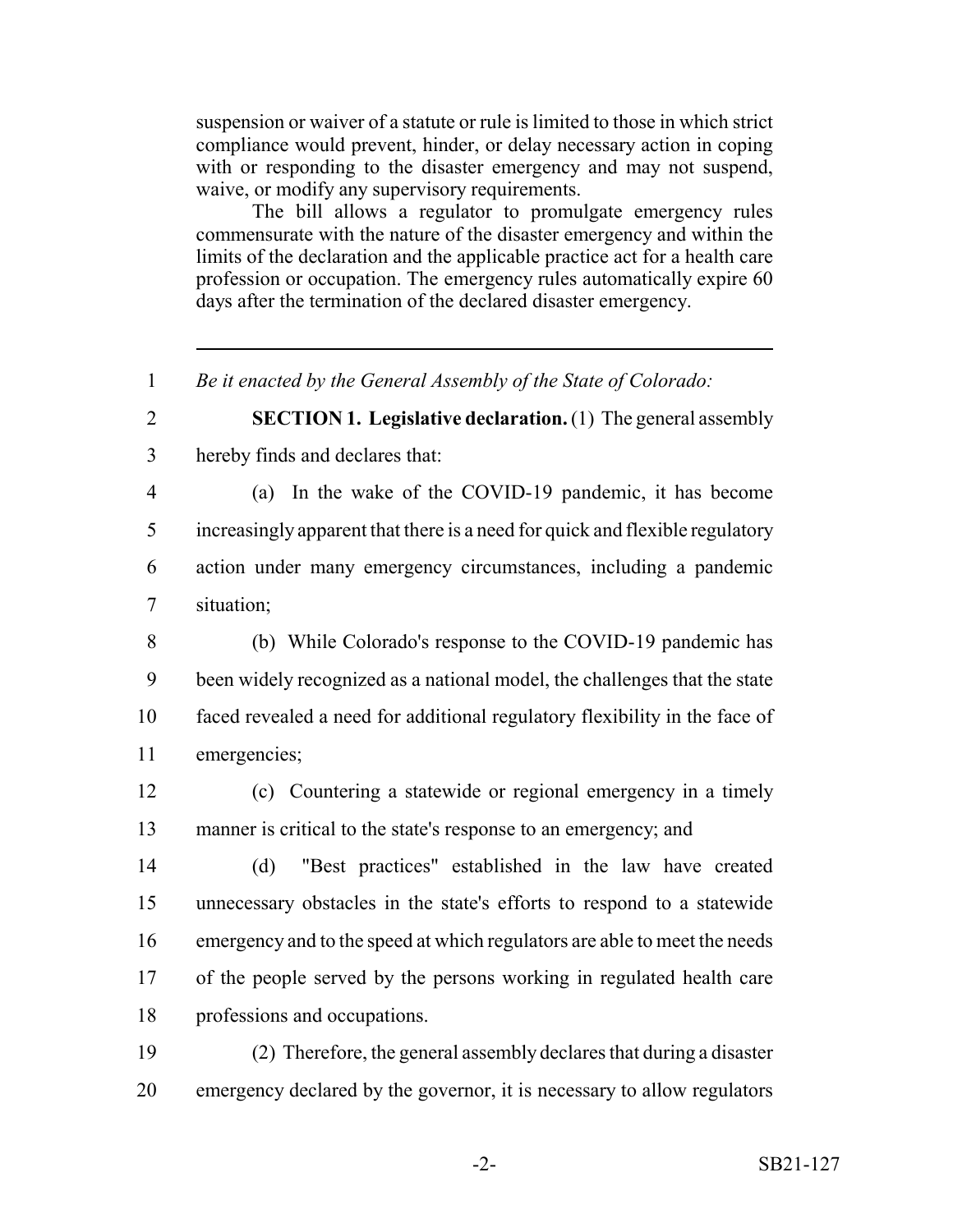suspension or waiver of a statute or rule is limited to those in which strict compliance would prevent, hinder, or delay necessary action in coping with or responding to the disaster emergency and may not suspend, waive, or modify any supervisory requirements.

The bill allows a regulator to promulgate emergency rules commensurate with the nature of the disaster emergency and within the limits of the declaration and the applicable practice act for a health care profession or occupation. The emergency rules automatically expire 60 days after the termination of the declared disaster emergency.

---

1 *Be it enacted by the General Assembly of the State of Colorado:*

2 **SECTION 1. Legislative declaration.** (1) The general assembly
3 hereby finds and declares that:

4 (a) In the wake of the COVID-19 pandemic, it has become
5 increasingly apparent that there is a need for quick and flexible regulatory
6 action under many emergency circumstances, including a pandemic
7 situation;

8 (b) While Colorado's response to the COVID-19 pandemic has
9 been widely recognized as a national model, the challenges that the state
10 faced revealed a need for additional regulatory flexibility in the face of
11 emergencies;

12 (c) Countering a statewide or regional emergency in a timely
13 manner is critical to the state's response to an emergency; and

14 (d) "Best practices" established in the law have created
15 unnecessary obstacles in the state's efforts to respond to a statewide
16 emergency and to the speed at which regulators are able to meet the needs
17 of the people served by the persons working in regulated health care
18 professions and occupations.

19 (2) Therefore, the general assembly declares that during a disaster
20 emergency declared by the governor, it is necessary to allow regulators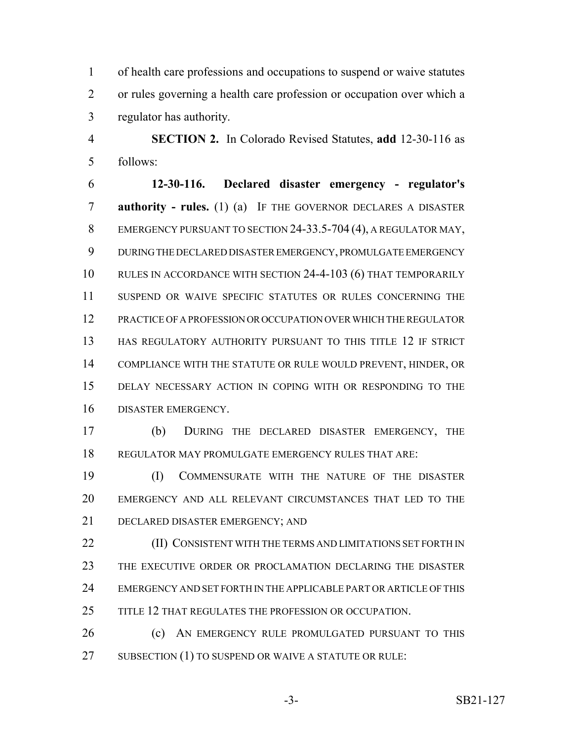of health care professions and occupations to suspend or waive statutes or rules governing a health care profession or occupation over which a regulator has authority.

**SECTION 2.** In Colorado Revised Statutes, **add** 12-30-116 as follows:

**12-30-116. Declared disaster emergency - regulator's authority - rules.** (1) (a) IF THE GOVERNOR DECLARES A DISASTER EMERGENCY PURSUANT TO SECTION 24-33.5-704 (4), A REGULATOR MAY, DURING THE DECLARED DISASTER EMERGENCY, PROMULGATE EMERGENCY RULES IN ACCORDANCE WITH SECTION 24-4-103 (6) THAT TEMPORARILY SUSPEND OR WAIVE SPECIFIC STATUTES OR RULES CONCERNING THE PRACTICE OF A PROFESSION OR OCCUPATION OVER WHICH THE REGULATOR HAS REGULATORY AUTHORITY PURSUANT TO THIS TITLE 12 IF STRICT COMPLIANCE WITH THE STATUTE OR RULE WOULD PREVENT, HINDER, OR DELAY NECESSARY ACTION IN COPING WITH OR RESPONDING TO THE DISASTER EMERGENCY.

(b) DURING THE DECLARED DISASTER EMERGENCY, THE REGULATOR MAY PROMULGATE EMERGENCY RULES THAT ARE:

(I) COMMENSURATE WITH THE NATURE OF THE DISASTER EMERGENCY AND ALL RELEVANT CIRCUMSTANCES THAT LED TO THE DECLARED DISASTER EMERGENCY; AND

(II) CONSISTENT WITH THE TERMS AND LIMITATIONS SET FORTH IN THE EXECUTIVE ORDER OR PROCLAMATION DECLARING THE DISASTER EMERGENCY AND SET FORTH IN THE APPLICABLE PART OR ARTICLE OF THIS TITLE 12 THAT REGULATES THE PROFESSION OR OCCUPATION.

(c) AN EMERGENCY RULE PROMULGATED PURSUANT TO THIS SUBSECTION (1) TO SUSPEND OR WAIVE A STATUTE OR RULE: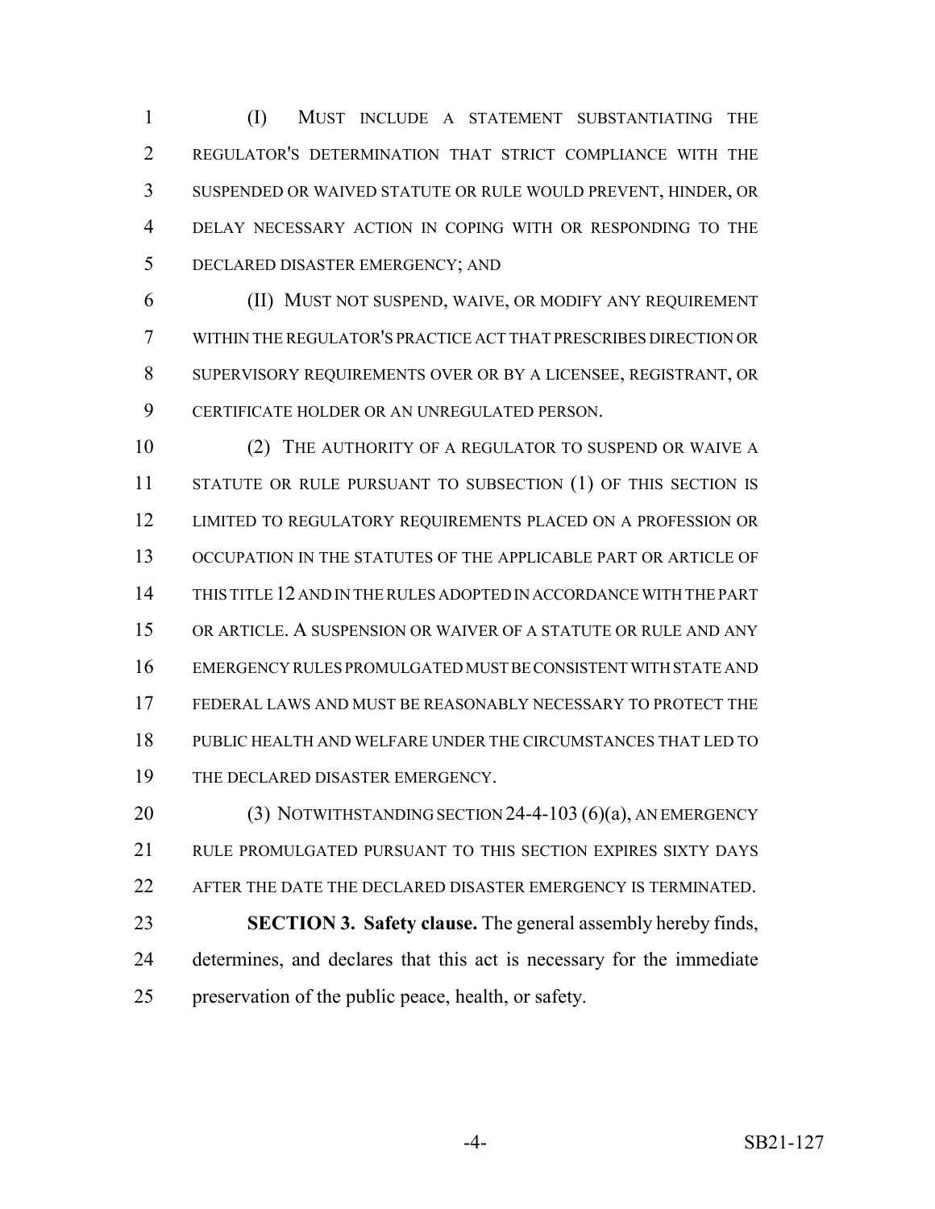(I) MUST INCLUDE A STATEMENT SUBSTANTIATING THE REGULATOR'S DETERMINATION THAT STRICT COMPLIANCE WITH THE SUSPENDED OR WAIVED STATUTE OR RULE WOULD PREVENT, HINDER, OR DELAY NECESSARY ACTION IN COPING WITH OR RESPONDING TO THE DECLARED DISASTER EMERGENCY; AND

(II) MUST NOT SUSPEND, WAIVE, OR MODIFY ANY REQUIREMENT WITHIN THE REGULATOR'S PRACTICE ACT THAT PRESCRIBES DIRECTION OR SUPERVISORY REQUIREMENTS OVER OR BY A LICENSEE, REGISTRANT, OR CERTIFICATE HOLDER OR AN UNREGULATED PERSON.

(2) THE AUTHORITY OF A REGULATOR TO SUSPEND OR WAIVE A STATUTE OR RULE PURSUANT TO SUBSECTION (1) OF THIS SECTION IS LIMITED TO REGULATORY REQUIREMENTS PLACED ON A PROFESSION OR OCCUPATION IN THE STATUTES OF THE APPLICABLE PART OR ARTICLE OF THIS TITLE 12 AND IN THE RULES ADOPTED IN ACCORDANCE WITH THE PART OR ARTICLE. A SUSPENSION OR WAIVER OF A STATUTE OR RULE AND ANY EMERGENCY RULES PROMULGATED MUST BE CONSISTENT WITH STATE AND FEDERAL LAWS AND MUST BE REASONABLY NECESSARY TO PROTECT THE PUBLIC HEALTH AND WELFARE UNDER THE CIRCUMSTANCES THAT LED TO THE DECLARED DISASTER EMERGENCY.

(3) NOTWITHSTANDING SECTION 24-4-103 (6)(a), AN EMERGENCY RULE PROMULGATED PURSUANT TO THIS SECTION EXPIRES SIXTY DAYS AFTER THE DATE THE DECLARED DISASTER EMERGENCY IS TERMINATED.

**SECTION 3. Safety clause.** The general assembly hereby finds, determines, and declares that this act is necessary for the immediate preservation of the public peace, health, or safety.